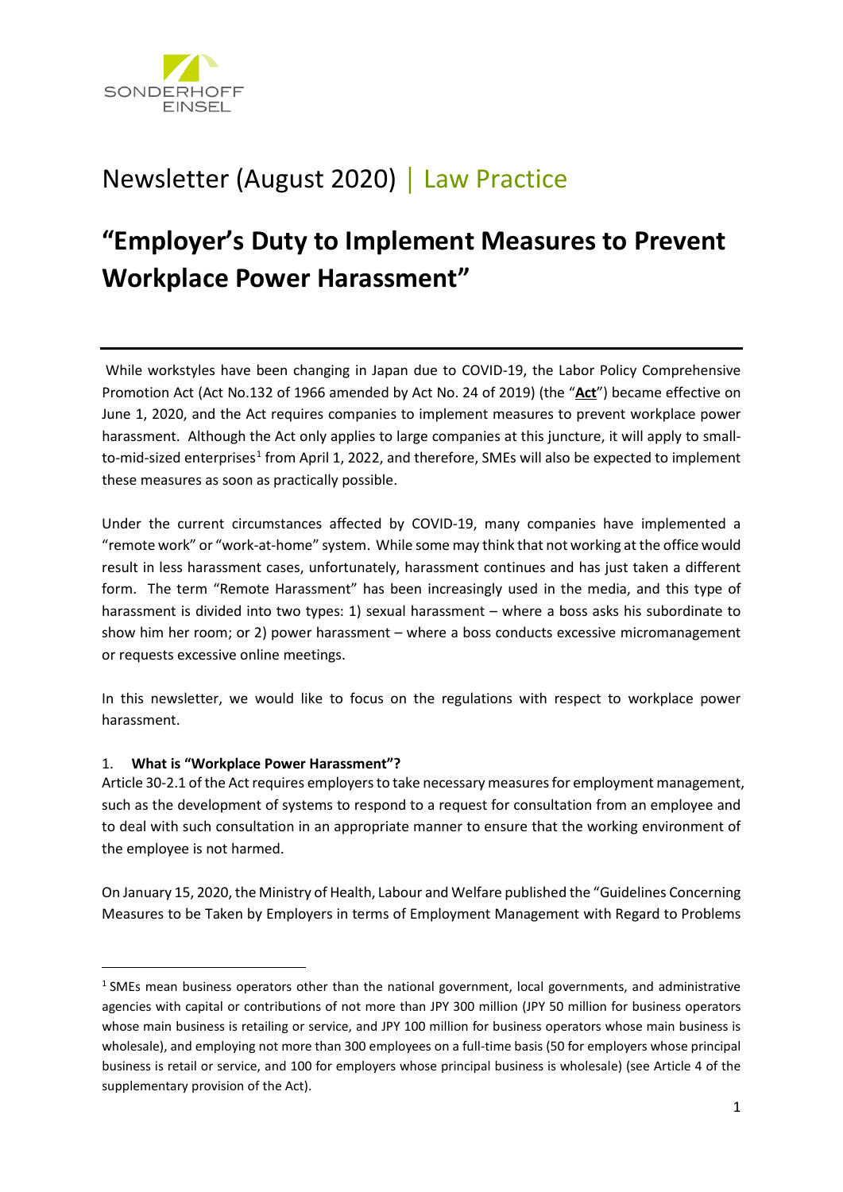# Newsletter (August 2020) | Law Practice

## "Employer's Duty to Implement Measures to Prevent Workplace Power Harassment"

---

While workstyles have been changing in Japan due to COVID-19, the Labor Policy Comprehensive Promotion Act (Act No.132 of 1966 amended by Act No. 24 of 2019) (the "**Act**") became effective on June 1, 2020, and the Act requires companies to implement measures to prevent workplace power harassment. Although the Act only applies to large companies at this juncture, it will apply to small-to-mid-sized enterprises[1] from April 1, 2022, and therefore, SMEs will also be expected to implement these measures as soon as practically possible.

Under the current circumstances affected by COVID-19, many companies have implemented a "remote work" or "work-at-home" system. While some may think that not working at the office would result in less harassment cases, unfortunately, harassment continues and has just taken a different form. The term "Remote Harassment" has been increasingly used in the media, and this type of harassment is divided into two types: 1) sexual harassment – where a boss asks his subordinate to show him her room; or 2) power harassment – where a boss conducts excessive micromanagement or requests excessive online meetings.

In this newsletter, we would like to focus on the regulations with respect to workplace power harassment.

1. **What is "Workplace Power Harassment"?**

Article 30-2.1 of the Act requires employers to take necessary measures for employment management, such as the development of systems to respond to a request for consultation from an employee and to deal with such consultation in an appropriate manner to ensure that the working environment of the employee is not harmed.

On January 15, 2020, the Ministry of Health, Labour and Welfare published the "Guidelines Concerning Measures to be Taken by Employers in terms of Employment Management with Regard to Problems

---

[1] SMEs mean business operators other than the national government, local governments, and administrative agencies with capital or contributions of not more than JPY 300 million (JPY 50 million for business operators whose main business is retailing or service, and JPY 100 million for business operators whose main business is wholesale), and employing not more than 300 employees on a full-time basis (50 for employers whose principal business is retail or service, and 100 for employers whose principal business is wholesale) (see Article 4 of the supplementary provision of the Act).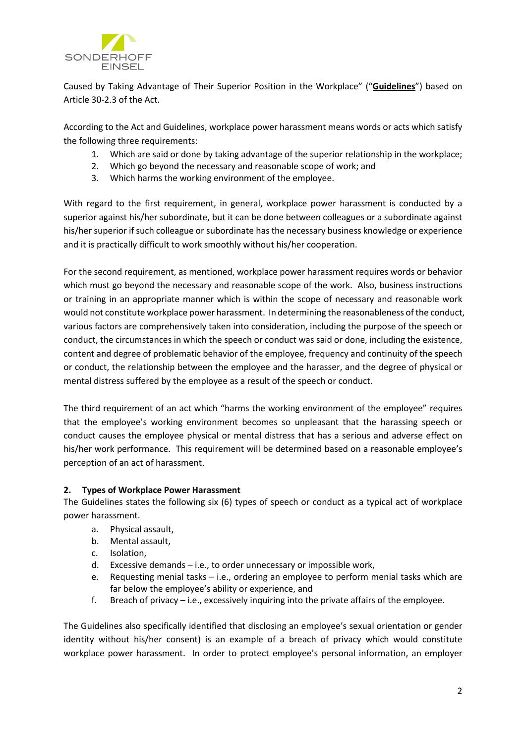Caused by Taking Advantage of Their Superior Position in the Workplace" ("**Guidelines**") based on Article 30-2.3 of the Act.

According to the Act and Guidelines, workplace power harassment means words or acts which satisfy the following three requirements:

1. Which are said or done by taking advantage of the superior relationship in the workplace;
2. Which go beyond the necessary and reasonable scope of work; and
3. Which harms the working environment of the employee.

With regard to the first requirement, in general, workplace power harassment is conducted by a superior against his/her subordinate, but it can be done between colleagues or a subordinate against his/her superior if such colleague or subordinate has the necessary business knowledge or experience and it is practically difficult to work smoothly without his/her cooperation.

For the second requirement, as mentioned, workplace power harassment requires words or behavior which must go beyond the necessary and reasonable scope of the work. Also, business instructions or training in an appropriate manner which is within the scope of necessary and reasonable work would not constitute workplace power harassment. In determining the reasonableness of the conduct, various factors are comprehensively taken into consideration, including the purpose of the speech or conduct, the circumstances in which the speech or conduct was said or done, including the existence, content and degree of problematic behavior of the employee, frequency and continuity of the speech or conduct, the relationship between the employee and the harasser, and the degree of physical or mental distress suffered by the employee as a result of the speech or conduct.

The third requirement of an act which "harms the working environment of the employee" requires that the employee's working environment becomes so unpleasant that the harassing speech or conduct causes the employee physical or mental distress that has a serious and adverse effect on his/her work performance. This requirement will be determined based on a reasonable employee's perception of an act of harassment.

## 2. Types of Workplace Power Harassment

The Guidelines states the following six (6) types of speech or conduct as a typical act of workplace power harassment.

a. Physical assault,
b. Mental assault,
c. Isolation,
d. Excessive demands – i.e., to order unnecessary or impossible work,
e. Requesting menial tasks – i.e., ordering an employee to perform menial tasks which are far below the employee's ability or experience, and
f. Breach of privacy – i.e., excessively inquiring into the private affairs of the employee.

The Guidelines also specifically identified that disclosing an employee's sexual orientation or gender identity without his/her consent) is an example of a breach of privacy which would constitute workplace power harassment. In order to protect employee's personal information, an employer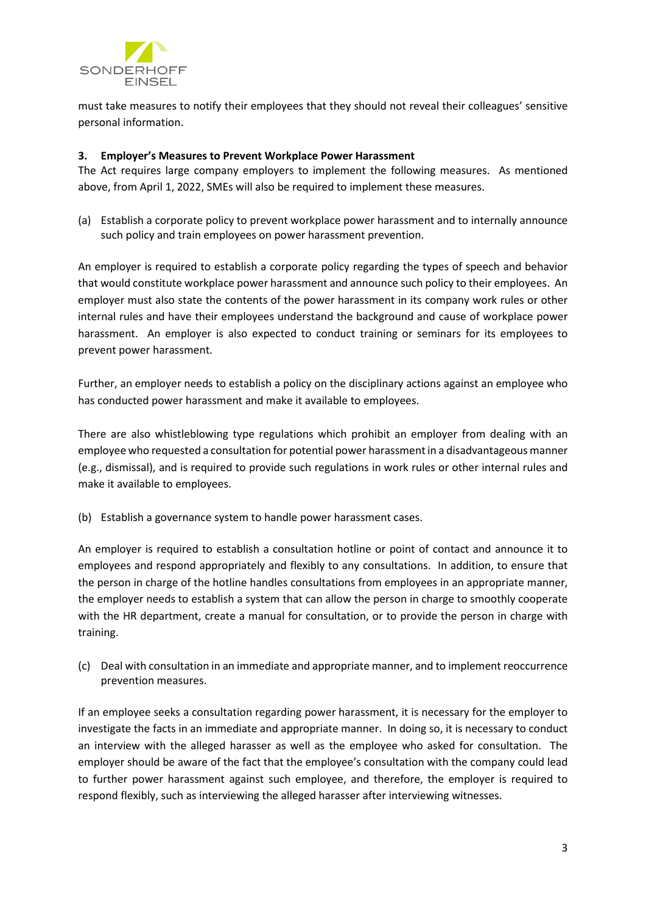must take measures to notify their employees that they should not reveal their colleagues' sensitive personal information.

### 3. Employer's Measures to Prevent Workplace Power Harassment

The Act requires large company employers to implement the following measures. As mentioned above, from April 1, 2022, SMEs will also be required to implement these measures.

(a) Establish a corporate policy to prevent workplace power harassment and to internally announce such policy and train employees on power harassment prevention.

An employer is required to establish a corporate policy regarding the types of speech and behavior that would constitute workplace power harassment and announce such policy to their employees. An employer must also state the contents of the power harassment in its company work rules or other internal rules and have their employees understand the background and cause of workplace power harassment. An employer is also expected to conduct training or seminars for its employees to prevent power harassment.

Further, an employer needs to establish a policy on the disciplinary actions against an employee who has conducted power harassment and make it available to employees.

There are also whistleblowing type regulations which prohibit an employer from dealing with an employee who requested a consultation for potential power harassment in a disadvantageous manner (e.g., dismissal), and is required to provide such regulations in work rules or other internal rules and make it available to employees.

(b) Establish a governance system to handle power harassment cases.

An employer is required to establish a consultation hotline or point of contact and announce it to employees and respond appropriately and flexibly to any consultations. In addition, to ensure that the person in charge of the hotline handles consultations from employees in an appropriate manner, the employer needs to establish a system that can allow the person in charge to smoothly cooperate with the HR department, create a manual for consultation, or to provide the person in charge with training.

(c) Deal with consultation in an immediate and appropriate manner, and to implement reoccurrence prevention measures.

If an employee seeks a consultation regarding power harassment, it is necessary for the employer to investigate the facts in an immediate and appropriate manner. In doing so, it is necessary to conduct an interview with the alleged harasser as well as the employee who asked for consultation. The employer should be aware of the fact that the employee's consultation with the company could lead to further power harassment against such employee, and therefore, the employer is required to respond flexibly, such as interviewing the alleged harasser after interviewing witnesses.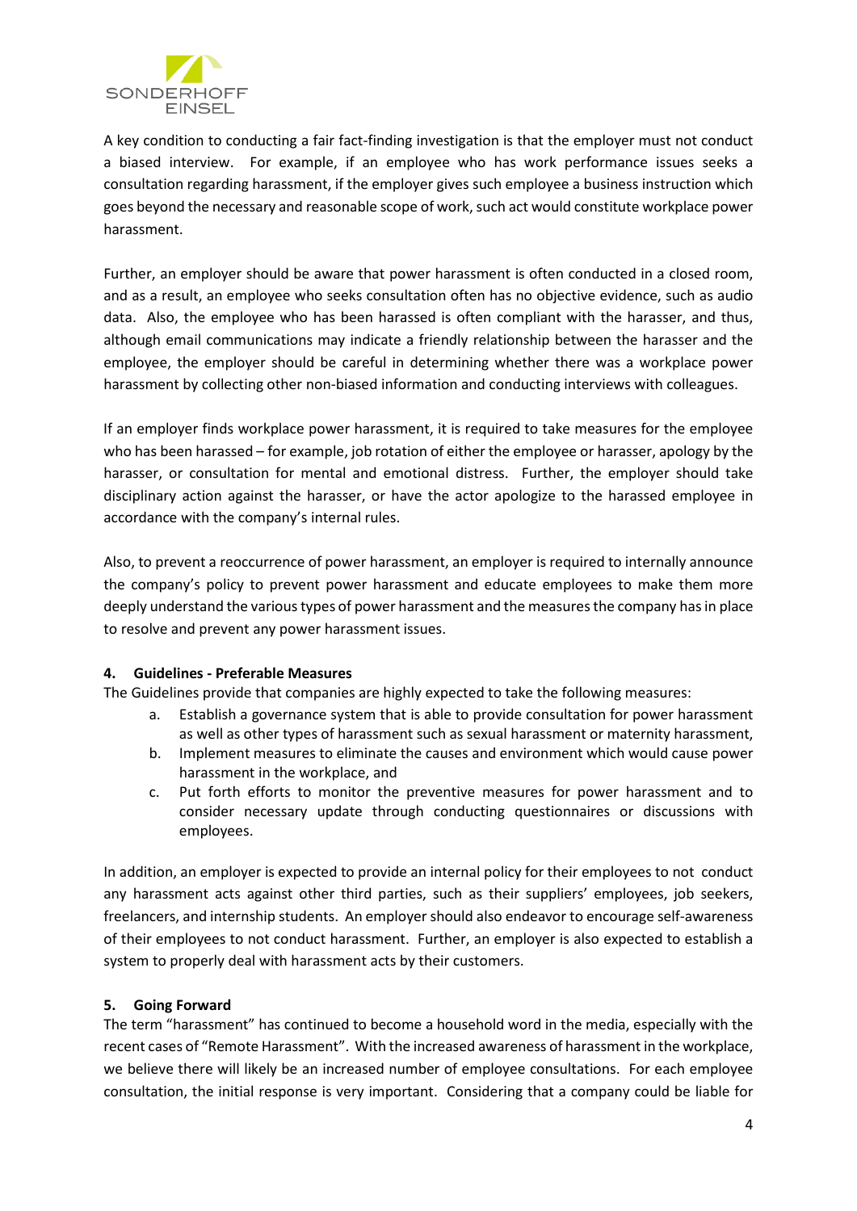A key condition to conducting a fair fact-finding investigation is that the employer must not conduct a biased interview. For example, if an employee who has work performance issues seeks a consultation regarding harassment, if the employer gives such employee a business instruction which goes beyond the necessary and reasonable scope of work, such act would constitute workplace power harassment.

Further, an employer should be aware that power harassment is often conducted in a closed room, and as a result, an employee who seeks consultation often has no objective evidence, such as audio data. Also, the employee who has been harassed is often compliant with the harasser, and thus, although email communications may indicate a friendly relationship between the harasser and the employee, the employer should be careful in determining whether there was a workplace power harassment by collecting other non-biased information and conducting interviews with colleagues.

If an employer finds workplace power harassment, it is required to take measures for the employee who has been harassed – for example, job rotation of either the employee or harasser, apology by the harasser, or consultation for mental and emotional distress. Further, the employer should take disciplinary action against the harasser, or have the actor apologize to the harassed employee in accordance with the company's internal rules.

Also, to prevent a reoccurrence of power harassment, an employer is required to internally announce the company's policy to prevent power harassment and educate employees to make them more deeply understand the various types of power harassment and the measures the company has in place to resolve and prevent any power harassment issues.

**4. Guidelines - Preferable Measures**

The Guidelines provide that companies are highly expected to take the following measures:

a. Establish a governance system that is able to provide consultation for power harassment as well as other types of harassment such as sexual harassment or maternity harassment,
b. Implement measures to eliminate the causes and environment which would cause power harassment in the workplace, and
c. Put forth efforts to monitor the preventive measures for power harassment and to consider necessary update through conducting questionnaires or discussions with employees.

In addition, an employer is expected to provide an internal policy for their employees to not conduct any harassment acts against other third parties, such as their suppliers' employees, job seekers, freelancers, and internship students. An employer should also endeavor to encourage self-awareness of their employees to not conduct harassment. Further, an employer is also expected to establish a system to properly deal with harassment acts by their customers.

**5. Going Forward**

The term "harassment" has continued to become a household word in the media, especially with the recent cases of "Remote Harassment". With the increased awareness of harassment in the workplace, we believe there will likely be an increased number of employee consultations. For each employee consultation, the initial response is very important. Considering that a company could be liable for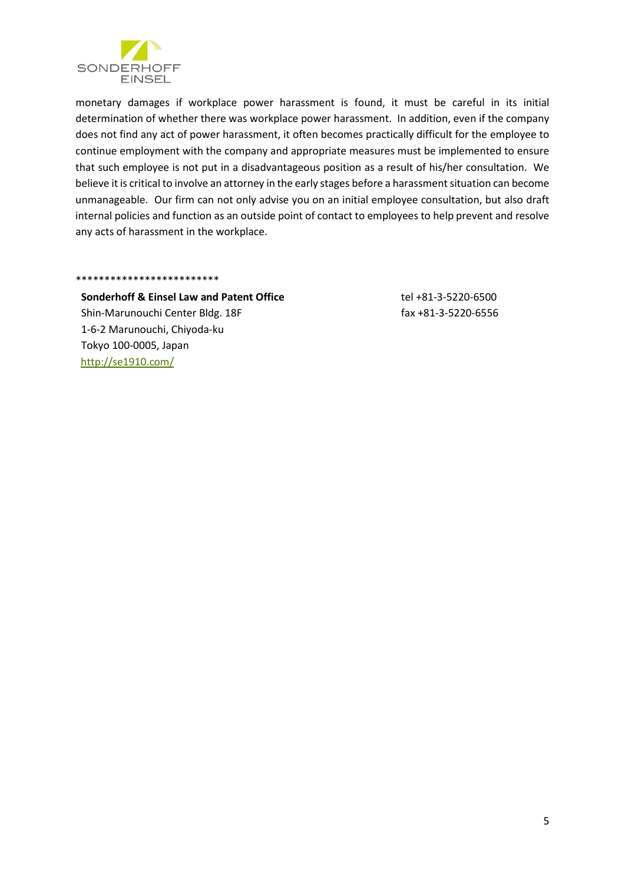monetary damages if workplace power harassment is found, it must be careful in its initial determination of whether there was workplace power harassment. In addition, even if the company does not find any act of power harassment, it often becomes practically difficult for the employee to continue employment with the company and appropriate measures must be implemented to ensure that such employee is not put in a disadvantageous position as a result of his/her consultation. We believe it is critical to involve an attorney in the early stages before a harassment situation can become unmanageable. Our firm can not only advise you on an initial employee consultation, but also draft internal policies and function as an outside point of contact to employees to help prevent and resolve any acts of harassment in the workplace.

*************************

**Sonderhoff & Einsel Law and Patent Office**
Shin-Marunouchi Center Bldg. 18F
1-6-2 Marunouchi, Chiyoda-ku
Tokyo 100-0005, Japan
http://se1910.com/

tel +81-3-5220-6500
fax +81-3-5220-6556